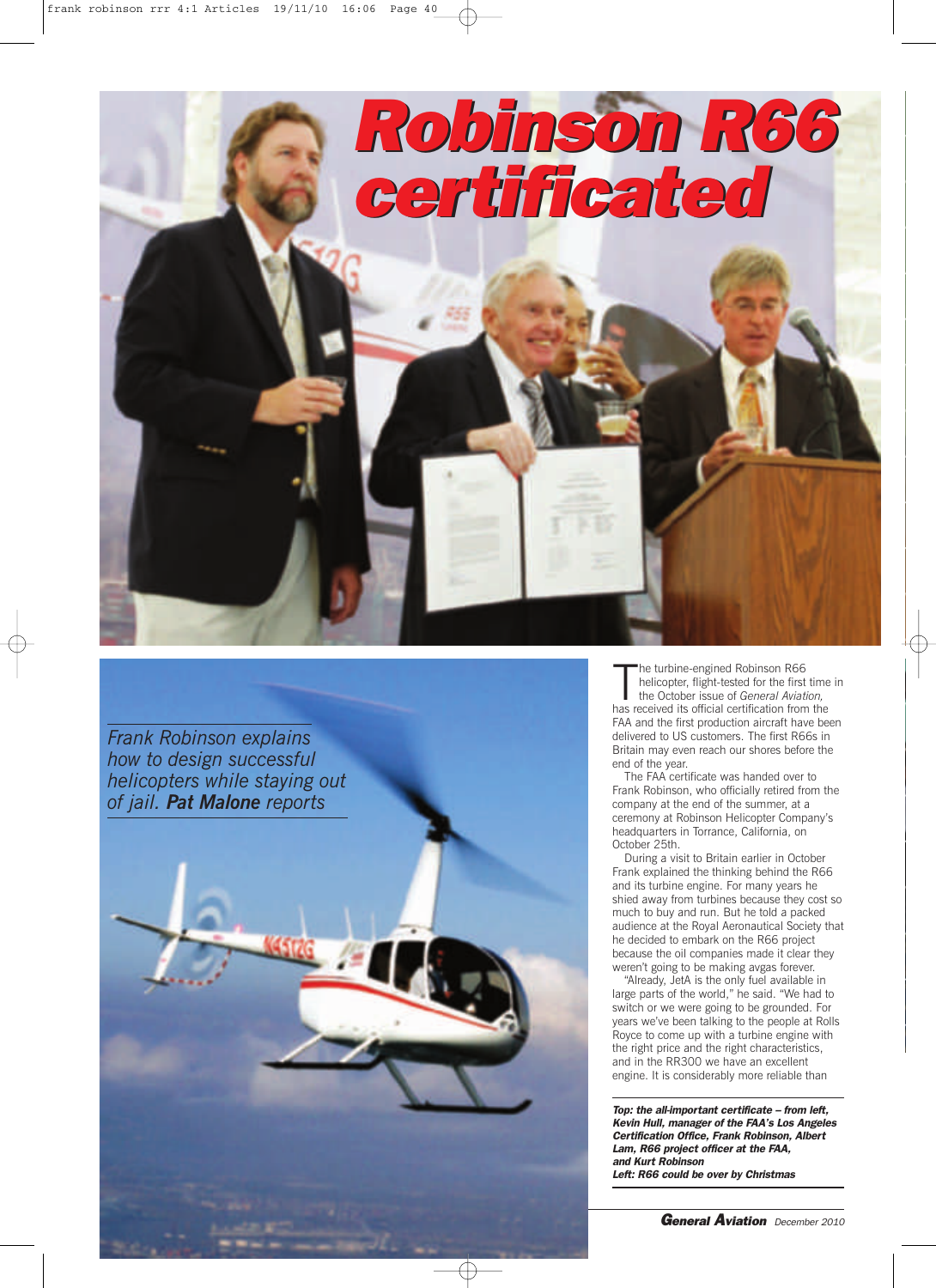# Robinson R66 certificated

*Frank Robinson explains how to design successful helicopters while staying out of jail. **Pat Malone** reports*

The turbine-engined Robinson R66 helicopter, flight-tested for the first time in the October issue of *General Aviation*, has received its official certification from the FAA and the first production aircraft have been delivered to US customers. The first R66s in Britain may even reach our shores before the end of the year.

The FAA certificate was handed over to Frank Robinson, who officially retired from the company at the end of the summer, at a ceremony at Robinson Helicopter Company's headquarters in Torrance, California, on October 25th.

During a visit to Britain earlier in October Frank explained the thinking behind the R66 and its turbine engine. For many years he shied away from turbines because they cost so much to buy and run. But he told a packed audience at the Royal Aeronautical Society that he decided to embark on the R66 project because the oil companies made it clear they weren't going to be making avgas forever.

"Already, JetA is the only fuel available in large parts of the world," he said. "We had to switch or we were going to be grounded. For years we've been talking to the people at Rolls Royce to come up with a turbine engine with the right price and the right characteristics, and in the RR300 we have an excellent engine. It is considerably more reliable than

***Top: the all-important certificate – from left, Kevin Hull, manager of the FAA's Los Angeles Certification Office, Frank Robinson, Albert Lam, R66 project officer at the FAA, and Kurt Robinson***
***Left: R66 could be over by Christmas***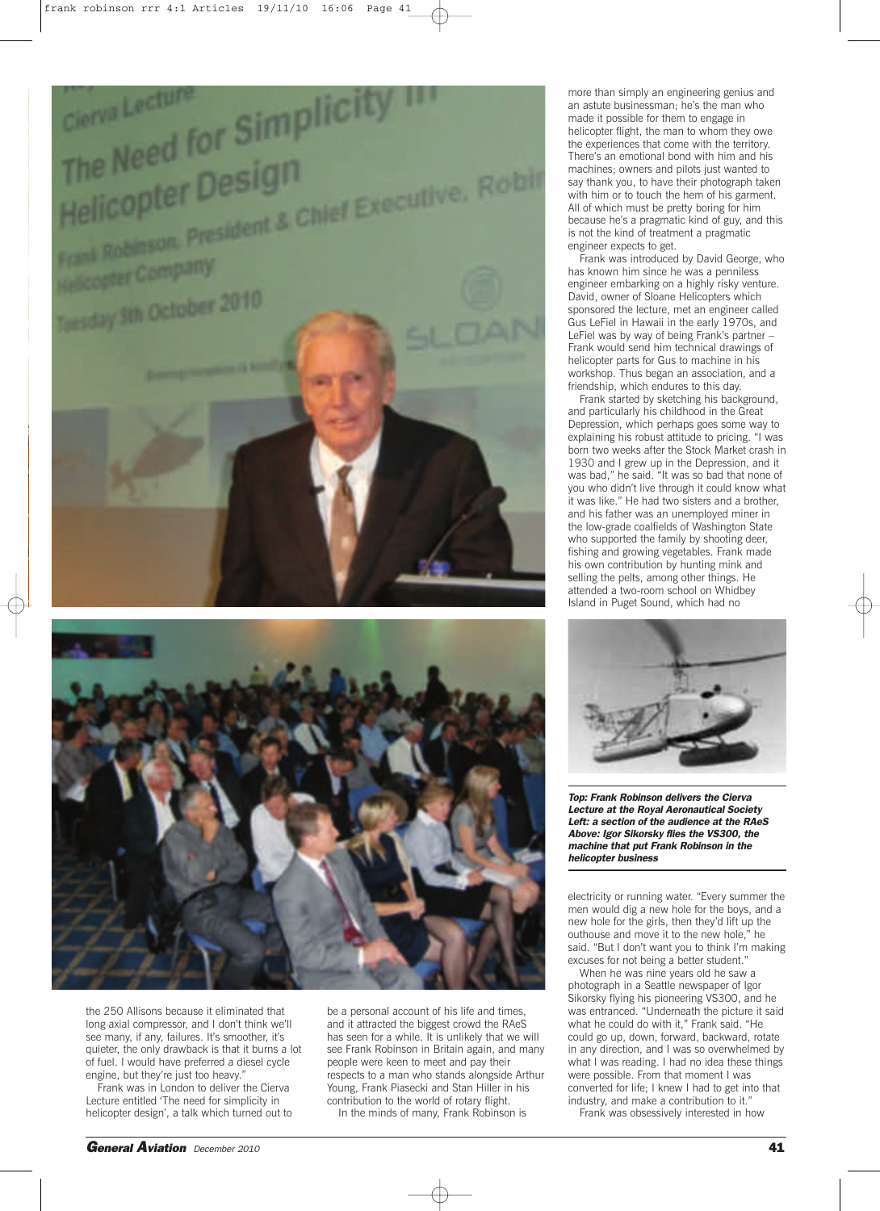the 250 Allisons because it eliminated that long axial compressor, and I don't think we'll see many, if any, failures. It's smoother, it's quieter, the only drawback is that it burns a lot of fuel. I would have preferred a diesel cycle engine, but they're just too heavy."

Frank was in London to deliver the Cierva Lecture entitled 'The need for simplicity in helicopter design', a talk which turned out to be a personal account of his life and times, and it attracted the biggest crowd the RAeS has seen for a while. It is unlikely that we will see Frank Robinson in Britain again, and many people were keen to meet and pay their respects to a man who stands alongside Arthur Young, Frank Piasecki and Stan Hiller in his contribution to the world of rotary flight.

In the minds of many, Frank Robinson is more than simply an engineering genius and an astute businessman; he's the man who made it possible for them to engage in helicopter flight, the man to whom they owe the experiences that come with the territory. There's an emotional bond with him and his machines; owners and pilots just wanted to say thank you, to have their photograph taken with him or to touch the hem of his garment. All of which must be pretty boring for him because he's a pragmatic kind of guy, and this is not the kind of treatment a pragmatic engineer expects to get.

Frank was introduced by David George, who has known him since he was a penniless engineer embarking on a highly risky venture. David, owner of Sloane Helicopters which sponsored the lecture, met an engineer called Gus LeFiel in Hawaii in the early 1970s, and LeFiel was by way of being Frank's partner – Frank would send him technical drawings of helicopter parts for Gus to machine in his workshop. Thus began an association, and a friendship, which endures to this day.

Frank started by sketching his background, and particularly his childhood in the Great Depression, which perhaps goes some way to explaining his robust attitude to pricing. "I was born two weeks after the Stock Market crash in 1930 and I grew up in the Depression, and it was bad," he said. "It was so bad that none of you who didn't live through it could know what it was like." He had two sisters and a brother, and his father was an unemployed miner in the low-grade coalfields of Washington State who supported the family by shooting deer, fishing and growing vegetables. Frank made his own contribution by hunting mink and selling the pelts, among other things. He attended a two-room school on Whidbey Island in Puget Sound, which had no electricity or running water. "Every summer the men would dig a new hole for the boys, and a new hole for the girls, then they'd lift up the outhouse and move it to the new hole," he said. "But I don't want you to think I'm making excuses for not being a better student."

***Top: Frank Robinson delivers the Cierva Lecture at the Royal Aeronautical Society***
***Left: a section of the audience at the RAeS***
***Above: Igor Sikorsky flies the VS300, the machine that put Frank Robinson in the helicopter business***

When he was nine years old he saw a photograph in a Seattle newspaper of Igor Sikorsky flying his pioneering VS300, and he was entranced. "Underneath the picture it said what he could do with it," Frank said. "He could go up, down, forward, backward, rotate in any direction, and I was so overwhelmed by what I was reading. I had no idea these things were possible. From that moment I was converted for life; I knew I had to get into that industry, and make a contribution to it."

Frank was obsessively interested in how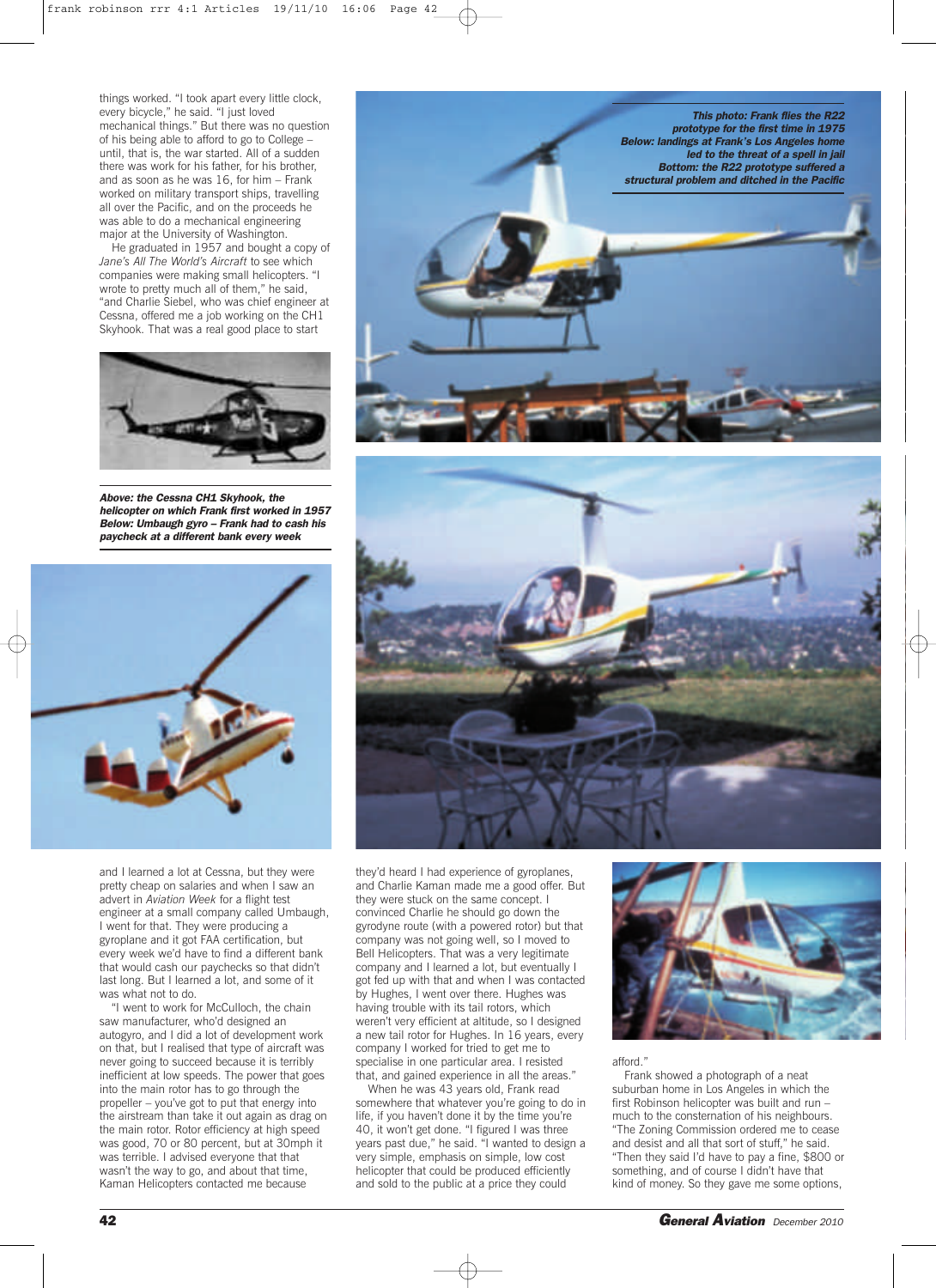things worked. "I took apart every little clock, every bicycle," he said. "I just loved mechanical things." But there was no question of his being able to afford to go to College – until, that is, the war started. All of a sudden there was work for his father, for his brother, and as soon as he was 16, for him – Frank worked on military transport ships, travelling all over the Pacific, and on the proceeds he was able to do a mechanical engineering major at the University of Washington.

He graduated in 1957 and bought a copy of *Jane's All The World's Aircraft* to see which companies were making small helicopters. "I wrote to pretty much all of them," he said, "and Charlie Siebel, who was chief engineer at Cessna, offered me a job working on the CH1 Skyhook. That was a real good place to start

***Above: the Cessna CH1 Skyhook, the helicopter on which Frank first worked in 1957***
***Below: Umbaugh gyro – Frank had to cash his paycheck at a different bank every week***

***This photo: Frank flies the R22 prototype for the first time in 1975***
***Below: landings at Frank's Los Angeles home led to the threat of a spell in jail***
***Bottom: the R22 prototype suffered a structural problem and ditched in the Pacific***

and I learned a lot at Cessna, but they were pretty cheap on salaries and when I saw an advert in *Aviation Week* for a flight test engineer at a small company called Umbaugh, I went for that. They were producing a gyroplane and it got FAA certification, but every week we'd have to find a different bank that would cash our paychecks so that didn't last long. But I learned a lot, and some of it was what not to do.

"I went to work for McCulloch, the chain saw manufacturer, who'd designed an autogyro, and I did a lot of development work on that, but I realised that type of aircraft was never going to succeed because it is terribly inefficient at low speeds. The power that goes into the main rotor has to go through the propeller – you've got to put that energy into the airstream than take it out again as drag on the main rotor. Rotor efficiency at high speed was good, 70 or 80 percent, but at 30mph it was terrible. I advised everyone that that wasn't the way to go, and about that time, Kaman Helicopters contacted me because they'd heard I had experience of gyroplanes, and Charlie Kaman made me a good offer. But they were stuck on the same concept. I convinced Charlie he should go down the gyrodyne route (with a powered rotor) but that company was not going well, so I moved to Bell Helicopters. That was a very legitimate company and I learned a lot, but eventually I got fed up with that and when I was contacted by Hughes, I went over there. Hughes was having trouble with its tail rotors, which weren't very efficient at altitude, so I designed a new tail rotor for Hughes. In 16 years, every company I worked for tried to get me to specialise in one particular area. I resisted that, and gained experience in all the areas."

When he was 43 years old, Frank read somewhere that whatever you're going to do in life, if you haven't done it by the time you're 40, it won't get done. "I figured I was three years past due," he said. "I wanted to design a very simple, emphasis on simple, low cost helicopter that could be produced efficiently and sold to the public at a price they could afford."

Frank showed a photograph of a neat suburban home in Los Angeles in which the first Robinson helicopter was built and run – much to the consternation of his neighbours. "The Zoning Commission ordered me to cease and desist and all that sort of stuff," he said. "Then they said I'd have to pay a fine, $800 or something, and of course I didn't have that kind of money. So they gave me some options,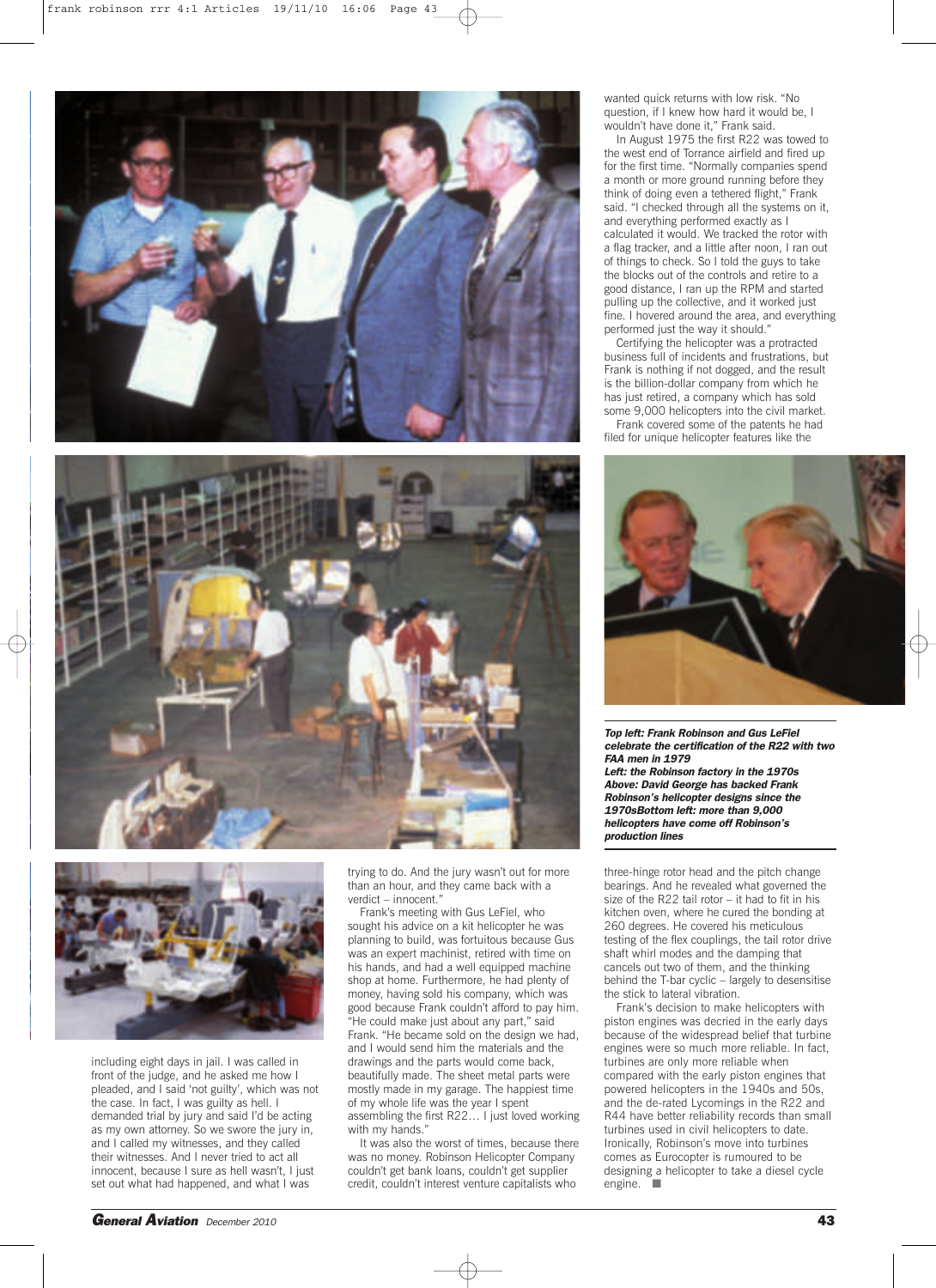including eight days in jail. I was called in front of the judge, and he asked me how I pleaded, and I said 'not guilty', which was not the case. In fact, I was guilty as hell. I demanded trial by jury and said I'd be acting as my own attorney. So we swore the jury in, and I called my witnesses, and they called their witnesses. And I never tried to act all innocent, because I sure as hell wasn't, I just set out what had happened, and what I was trying to do. And the jury wasn't out for more than an hour, and they came back with a verdict – innocent."

Frank's meeting with Gus LeFiel, who sought his advice on a kit helicopter he was planning to build, was fortuitous because Gus was an expert machinist, retired with time on his hands, and had a well equipped machine shop at home. Furthermore, he had plenty of money, having sold his company, which was good because Frank couldn't afford to pay him. "He could make just about any part," said Frank. "He became sold on the design we had, and I would send him the materials and the drawings and the parts would come back, beautifully made. The sheet metal parts were mostly made in my garage. The happiest time of my whole life was the year I spent assembling the first R22… I just loved working with my hands."

It was also the worst of times, because there was no money. Robinson Helicopter Company couldn't get bank loans, couldn't get supplier credit, couldn't interest venture capitalists who wanted quick returns with low risk. "No question, if I knew how hard it would be, I wouldn't have done it," Frank said.

In August 1975 the first R22 was towed to the west end of Torrance airfield and fired up for the first time. "Normally companies spend a month or more ground running before they think of doing even a tethered flight," Frank said. "I checked through all the systems on it, and everything performed exactly as I calculated it would. We tracked the rotor with a flag tracker, and a little after noon, I ran out of things to check. So I told the guys to take the blocks out of the controls and retire to a good distance, I ran up the RPM and started pulling up the collective, and it worked just fine. I hovered around the area, and everything performed just the way it should."

Certifying the helicopter was a protracted business full of incidents and frustrations, but Frank is nothing if not dogged, and the result is the billion-dollar company from which he has just retired, a company which has sold some 9,000 helicopters into the civil market.

Frank covered some of the patents he had filed for unique helicopter features like the three-hinge rotor head and the pitch change bearings. And he revealed what governed the size of the R22 tail rotor – it had to fit in his kitchen oven, where he cured the bonding at 260 degrees. He covered his meticulous testing of the flex couplings, the tail rotor drive shaft whirl modes and the damping that cancels out two of them, and the thinking behind the T-bar cyclic – largely to desensitise the stick to lateral vibration.

Frank's decision to make helicopters with piston engines was decried in the early days because of the widespread belief that turbine engines were so much more reliable. In fact, turbines are only more reliable when compared with the early piston engines that powered helicopters in the 1940s and 50s, and the de-rated Lycomings in the R22 and R44 have better reliability records than small turbines used in civil helicopters to date. Ironically, Robinson's move into turbines comes as Eurocopter is rumoured to be designing a helicopter to take a diesel cycle engine. ■

***Top left: Frank Robinson and Gus LeFiel celebrate the certification of the R22 with two FAA men in 1979***
***Left: the Robinson factory in the 1970s***
***Above: David George has backed Frank Robinson's helicopter designs since the 1970sBottom left: more than 9,000 helicopters have come off Robinson's production lines***